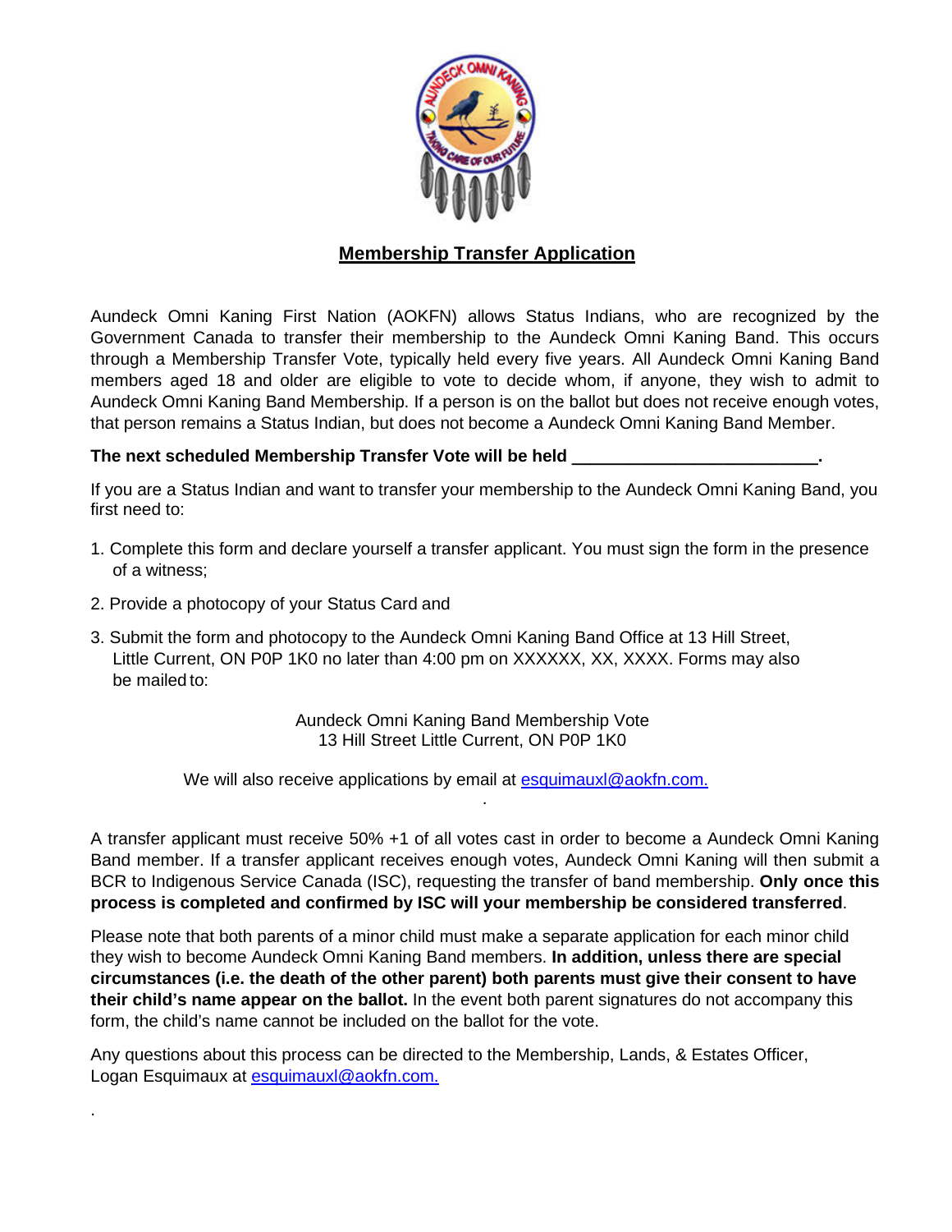## Membership Transfer Application

Aundeck Omni Kaning First Nation (AOKFN) allows Status Indians, who are recognized by the Government Canada to transfer their membership to the Aundeck Omni Kaning Band. This occurs through a Membership Transfer Vote, typically held every five years. All Aundeck Omni Kaning Band members aged 18 and older are eligible to vote to decide whom, if anyone, they wish to admit to Aundeck Omni Kaning Band Membership. If a person is on the ballot but does not receive enough votes, that person remains a Status Indian, but does not become a Aundeck Omni Kaning Band Member.

**The next scheduled Membership Transfer Vote will be held \_\_\_\_\_\_\_\_\_\_\_\_\_\_\_\_\_\_\_\_\_\_\_\_\_\_.**

If you are a Status Indian and want to transfer your membership to the Aundeck Omni Kaning Band, you first need to:

1. Complete this form and declare yourself a transfer applicant. You must sign the form in the presence of a witness;
2. Provide a photocopy of your Status Card and
3. Submit the form and photocopy to the Aundeck Omni Kaning Band Office at 13 Hill Street, Little Current, ON P0P 1K0 no later than 4:00 pm on XXXXXX, XX, XXXX. Forms may also be mailed to:

Aundeck Omni Kaning Band Membership Vote
13 Hill Street Little Current, ON P0P 1K0

We will also receive applications by email at esquimauxl@aokfn.com.

A transfer applicant must receive 50% +1 of all votes cast in order to become a Aundeck Omni Kaning Band member. If a transfer applicant receives enough votes, Aundeck Omni Kaning will then submit a BCR to Indigenous Service Canada (ISC), requesting the transfer of band membership. **Only once this process is completed and confirmed by ISC will your membership be considered transferred**.

Please note that both parents of a minor child must make a separate application for each minor child they wish to become Aundeck Omni Kaning Band members. **In addition, unless there are special circumstances (i.e. the death of the other parent) both parents must give their consent to have their child's name appear on the ballot.** In the event both parent signatures do not accompany this form, the child's name cannot be included on the ballot for the vote.

Any questions about this process can be directed to the Membership, Lands, & Estates Officer, Logan Esquimaux at esquimauxl@aokfn.com.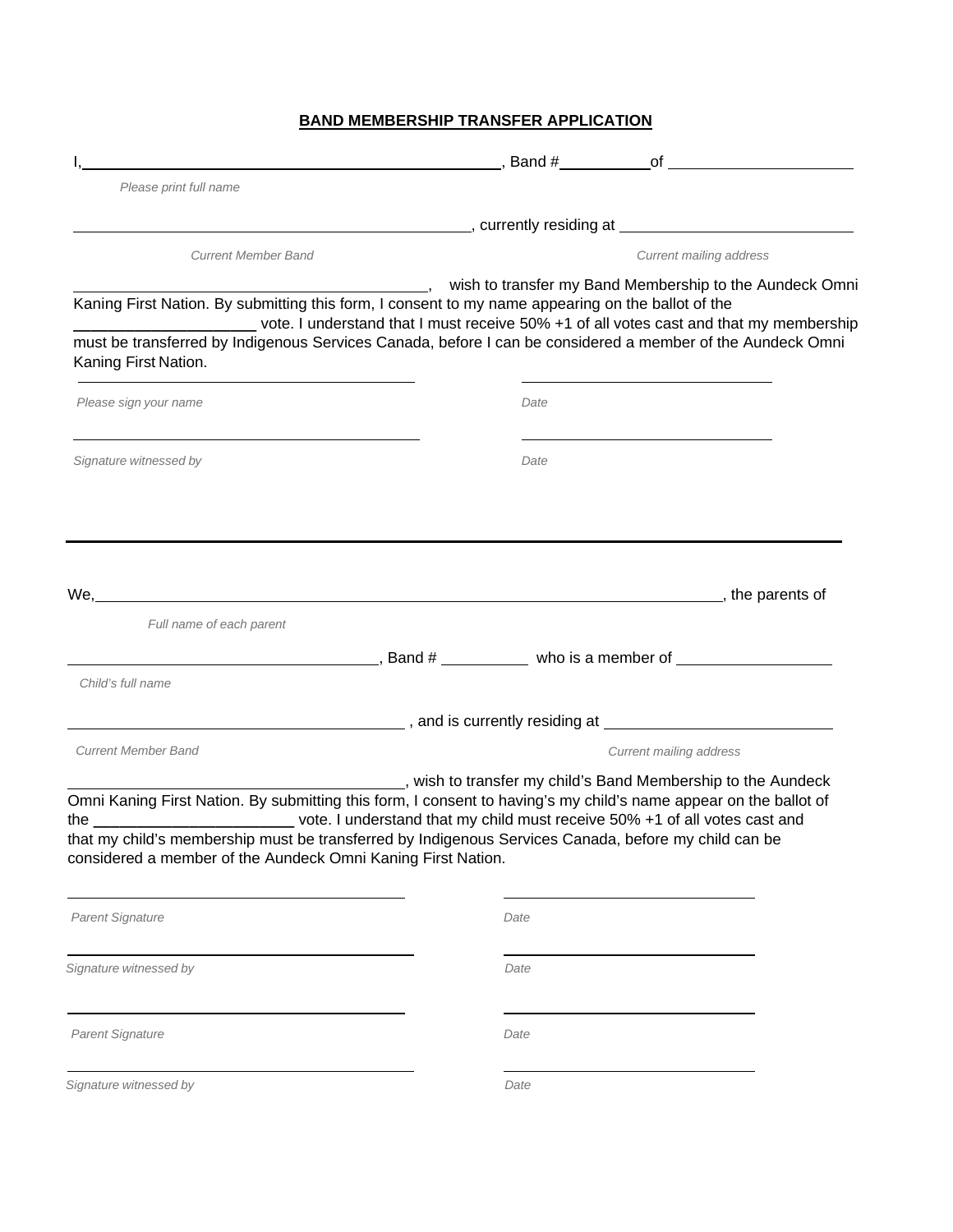## BAND MEMBERSHIP TRANSFER APPLICATION

I, ______________________________, Band # __________ of ____________________

*Please print full name*

______________________________, currently residing at ____________________

*Current Member Band* *Current mailing address*

______________________________, wish to transfer my Band Membership to the Aundeck Omni Kaning First Nation. By submitting this form, I consent to my name appearing on the ballot of the ____________________ vote. I understand that I must receive 50% +1 of all votes cast and that my membership must be transferred by Indigenous Services Canada, before I can be considered a member of the Aundeck Omni Kaning First Nation.

______________________________ ____________________

*Please sign your name* *Date*

______________________________ ____________________

*Signature witnessed by* *Date*

---

We, ______________________________, the parents of

*Full name of each parent*

______________________________, Band # __________ who is a member of ____________________

*Child's full name*

______________________________, and is currently residing at ____________________

*Current Member Band* *Current mailing address*

______________________________, wish to transfer my child's Band Membership to the Aundeck Omni Kaning First Nation. By submitting this form, I consent to having's my child's name appear on the ballot of the ____________________ vote. I understand that my child must receive 50% +1 of all votes cast and that my child's membership must be transferred by Indigenous Services Canada, before my child can be considered a member of the Aundeck Omni Kaning First Nation.

______________________________ ____________________

*Parent Signature* *Date*

______________________________ ____________________

*Signature witnessed by* *Date*

______________________________ ____________________

*Parent Signature* *Date*

______________________________ ____________________

*Signature witnessed by* *Date*